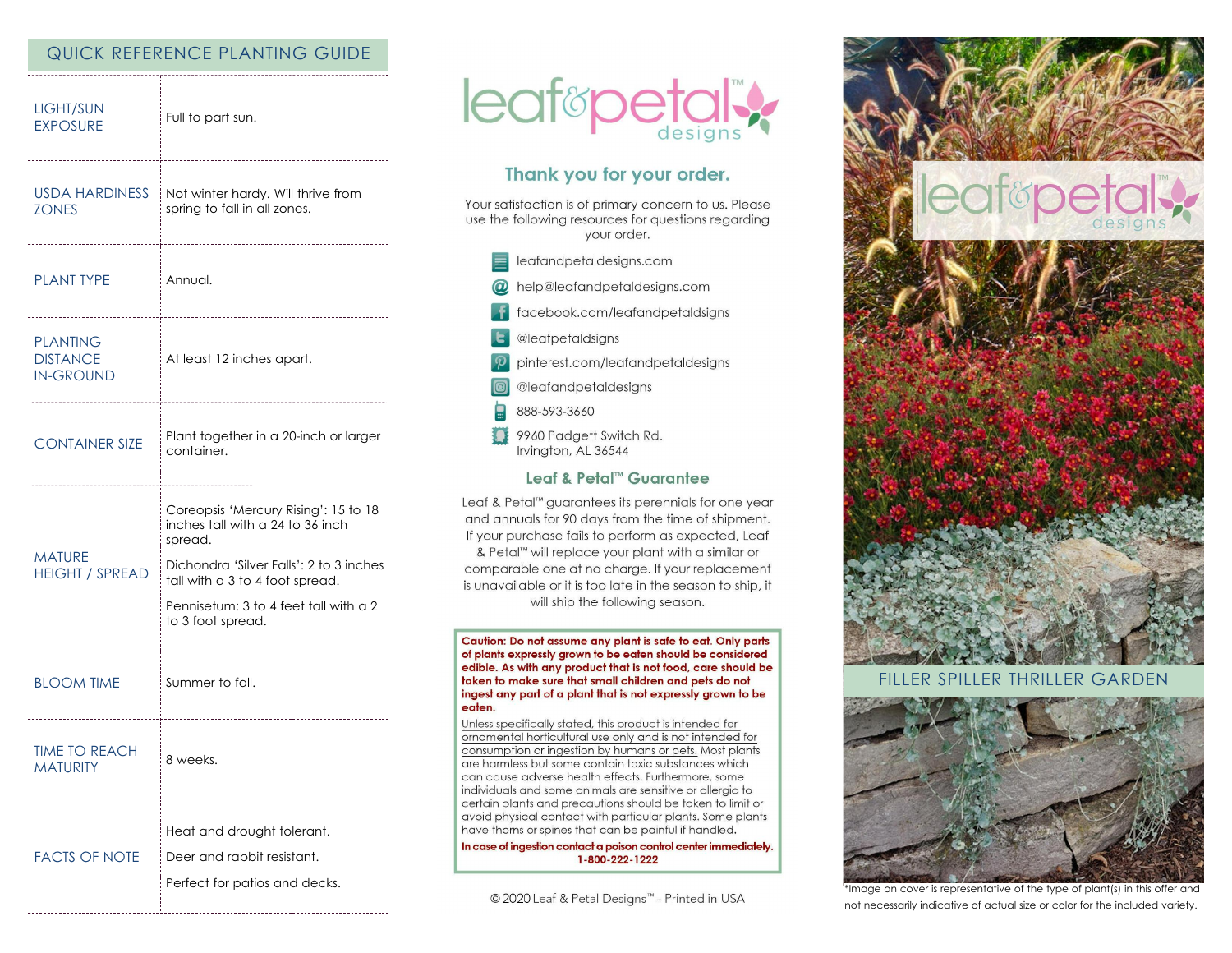## QUICK REFERENCE PLANTING GUIDE

| | |
|---|---|
| LIGHT/SUN EXPOSURE | Full to part sun. |
| USDA HARDINESS ZONES | Not winter hardy. Will thrive from spring to fall in all zones. |
| PLANT TYPE | Annual. |
| PLANTING DISTANCE IN-GROUND | At least 12 inches apart. |
| CONTAINER SIZE | Plant together in a 20-inch or larger container. |
| MATURE HEIGHT / SPREAD | Coreopsis 'Mercury Rising': 15 to 18 inches tall with a 24 to 36 inch spread.<br>Dichondra 'Silver Falls': 2 to 3 inches tall with a 3 to 4 foot spread.<br>Pennisetum: 3 to 4 feet tall with a 2 to 3 foot spread. |
| BLOOM TIME | Summer to fall. |
| TIME TO REACH MATURITY | 8 weeks. |
| FACTS OF NOTE | Heat and drought tolerant.<br>Deer and rabbit resistant.<br>Perfect for patios and decks. |

leaf&petal™ designs

## Thank you for your order.

Your satisfaction is of primary concern to us. Please use the following resources for questions regarding your order.

- leafandpetaldesigns.com
- help@leafandpetaldesigns.com
- facebook.com/leafandpetaldsigns
- @leafpetaldsigns
- pinterest.com/leafandpetaldesigns
- @leafandpetaldesigns
- 888-593-3660
- 9960 Padgett Switch Rd.
  Irvington, AL 36544

## Leaf & Petal™ Guarantee

Leaf & Petal™ guarantees its perennials for one year and annuals for 90 days from the time of shipment. If your purchase fails to perform as expected, Leaf & Petal™ will replace your plant with a similar or comparable one at no charge. If your replacement is unavailable or it is too late in the season to ship, it will ship the following season.

**Caution: Do not assume any plant is safe to eat. Only parts of plants expressly grown to be eaten should be considered edible. As with any product that is not food, care should be taken to make sure that small children and pets do not ingest any part of a plant that is not expressly grown to be eaten.**

Unless specifically stated, this product is intended for ornamental horticultural use only and is not intended for consumption or ingestion by humans or pets. Most plants are harmless but some contain toxic substances which can cause adverse health effects. Furthermore, some individuals and some animals are sensitive or allergic to certain plants and precautions should be taken to limit or avoid physical contact with particular plants. Some plants have thorns or spines that can be painful if handled.

**In case of ingestion contact a poison control center immediately. 1-800-222-1222**

© 2020 Leaf & Petal Designs™ - Printed in USA

leaf&petal™ designs

## FILLER SPILLER THRILLER GARDEN

*Image on cover is representative of the type of plant(s) in this offer and not necessarily indicative of actual size or color for the included variety.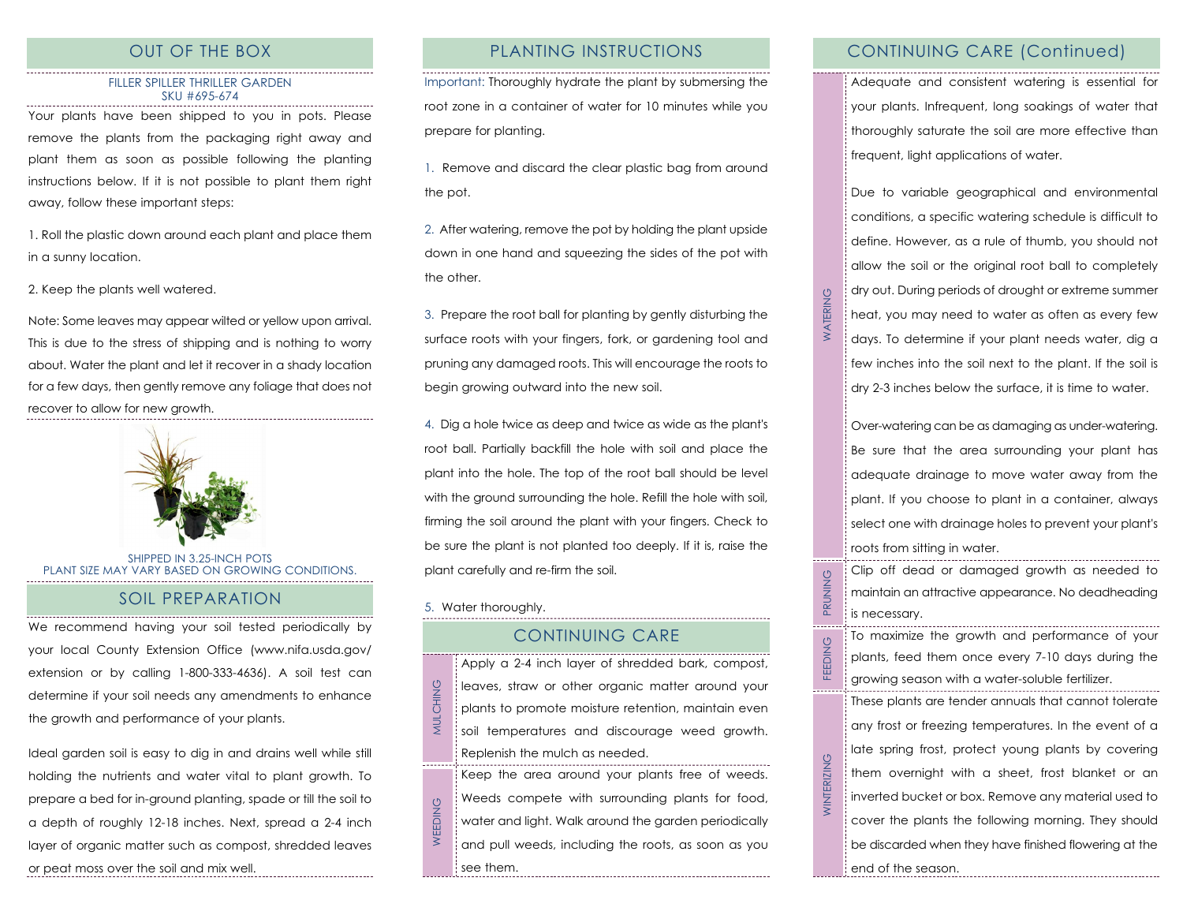## OUT OF THE BOX

FILLER SPILLER THRILLER GARDEN
SKU #695-674

Your plants have been shipped to you in pots. Please remove the plants from the packaging right away and plant them as soon as possible following the planting instructions below. If it is not possible to plant them right away, follow these important steps:

1. Roll the plastic down around each plant and place them in a sunny location.

2. Keep the plants well watered.

Note: Some leaves may appear wilted or yellow upon arrival. This is due to the stress of shipping and is nothing to worry about. Water the plant and let it recover in a shady location for a few days, then gently remove any foliage that does not recover to allow for new growth.

SHIPPED IN 3.25-INCH POTS
PLANT SIZE MAY VARY BASED ON GROWING CONDITIONS.

## SOIL PREPARATION

We recommend having your soil tested periodically by your local County Extension Office (www.nifa.usda.gov/extension or by calling 1-800-333-4636). A soil test can determine if your soil needs any amendments to enhance the growth and performance of your plants.

Ideal garden soil is easy to dig in and drains well while still holding the nutrients and water vital to plant growth. To prepare a bed for in-ground planting, spade or till the soil to a depth of roughly 12-18 inches. Next, spread a 2-4 inch layer of organic matter such as compost, shredded leaves or peat moss over the soil and mix well.

## PLANTING INSTRUCTIONS

Important: Thoroughly hydrate the plant by submersing the root zone in a container of water for 10 minutes while you prepare for planting.

1. Remove and discard the clear plastic bag from around the pot.

2. After watering, remove the pot by holding the plant upside down in one hand and squeezing the sides of the pot with the other.

3. Prepare the root ball for planting by gently disturbing the surface roots with your fingers, fork, or gardening tool and pruning any damaged roots. This will encourage the roots to begin growing outward into the new soil.

4. Dig a hole twice as deep and twice as wide as the plant's root ball. Partially backfill the hole with soil and place the plant into the hole. The top of the root ball should be level with the ground surrounding the hole. Refill the hole with soil, firming the soil around the plant with your fingers. Check to be sure the plant is not planted too deeply. If it is, raise the plant carefully and re-firm the soil.

5. Water thoroughly.

## CONTINUING CARE

**MULCHING**

Apply a 2-4 inch layer of shredded bark, compost, leaves, straw or other organic matter around your plants to promote moisture retention, maintain even soil temperatures and discourage weed growth. Replenish the mulch as needed.

**WEEDING**

Keep the area around your plants free of weeds. Weeds compete with surrounding plants for food, water and light. Walk around the garden periodically and pull weeds, including the roots, as soon as you see them.

## CONTINUING CARE (Continued)

**WATERING**

Adequate and consistent watering is essential for your plants. Infrequent, long soakings of water that thoroughly saturate the soil are more effective than frequent, light applications of water.

Due to variable geographical and environmental conditions, a specific watering schedule is difficult to define. However, as a rule of thumb, you should not allow the soil or the original root ball to completely dry out. During periods of drought or extreme summer heat, you may need to water as often as every few days. To determine if your plant needs water, dig a few inches into the soil next to the plant. If the soil is dry 2-3 inches below the surface, it is time to water.

Over-watering can be as damaging as under-watering. Be sure that the area surrounding your plant has adequate drainage to move water away from the plant. If you choose to plant in a container, always select one with drainage holes to prevent your plant's roots from sitting in water.

**PRUNING**

Clip off dead or damaged growth as needed to maintain an attractive appearance. No deadheading is necessary.

**FEEDING**

To maximize the growth and performance of your plants, feed them once every 7-10 days during the growing season with a water-soluble fertilizer.

**WINTERIZING**

These plants are tender annuals that cannot tolerate any frost or freezing temperatures. In the event of a late spring frost, protect young plants by covering them overnight with a sheet, frost blanket or an inverted bucket or box. Remove any material used to cover the plants the following morning. They should be discarded when they have finished flowering at the end of the season.